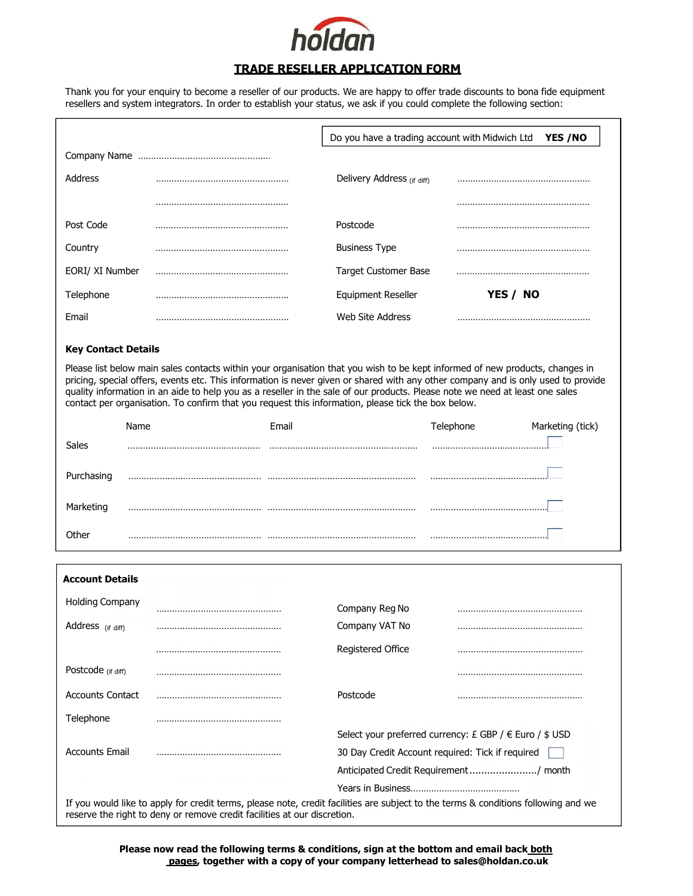holdan

# TRADE RESELLER APPLICATION FORM

Thank you for your enquiry to become a reseller of our products. We are happy to offer trade discounts to bona fide equipment resellers and system integrators. In order to establish your status, we ask if you could complete the following section:

Do you have a trading account with Midwich Ltd **YES /NO**

Company Name ..................................................

| | | | |
|---|---|---|---|
| Address | .................................................. | Delivery Address (if diff) | .................................................. |
| | .................................................. | | .................................................. |
| Post Code | .................................................. | Postcode | .................................................. |
| Country | .................................................. | Business Type | .................................................. |
| EORI/ XI Number | .................................................. | Target Customer Base | .................................................. |
| Telephone | .................................................. | Equipment Reseller | **YES / NO** |
| Email | .................................................. | Web Site Address | .................................................. |

**Key Contact Details**

Please list below main sales contacts within your organisation that you wish to be kept informed of new products, changes in pricing, special offers, events etc. This information is never given or shared with any other company and is only used to provide quality information in an aide to help you as a reseller in the sale of our products. Please note we need at least one sales contact per organisation. To confirm that you request this information, please tick the box below.

| | Name | Email | Telephone | Marketing (tick) |
|---|---|---|---|---|
| Sales | .................................................. | ........................................................ | ............................................. | ☐ |
| Purchasing | .................................................. | ........................................................ | ............................................. | ☐ |
| Marketing | .................................................. | ........................................................ | ............................................. | ☐ |
| Other | .................................................. | ........................................................ | ............................................. | ☐ |

**Account Details**

| | | | |
|---|---|---|---|
| Holding Company | ............................................... | Company Reg No | ............................................... |
| Address (if diff) | ............................................... | Company VAT No | ............................................... |
| | ............................................... | Registered Office | ............................................... |
| Postcode (if diff) | ............................................... | | ............................................... |
| Accounts Contact | ............................................... | Postcode | ............................................... |
| Telephone | ............................................... | | |
| | | Select your preferred currency: £ GBP / € Euro / $ USD | |
| Accounts Email | ............................................... | 30 Day Credit Account required: Tick if required ☐ | |
| | | Anticipated Credit Requirement......................./ month | |
| | | Years in Business......................................... | |

If you would like to apply for credit terms, please note, credit facilities are subject to the terms & conditions following and we reserve the right to deny or remove credit facilities at our discretion.

**Please now read the following terms & conditions, sign at the bottom and email back both pages, together with a copy of your company letterhead to sales@holdan.co.uk**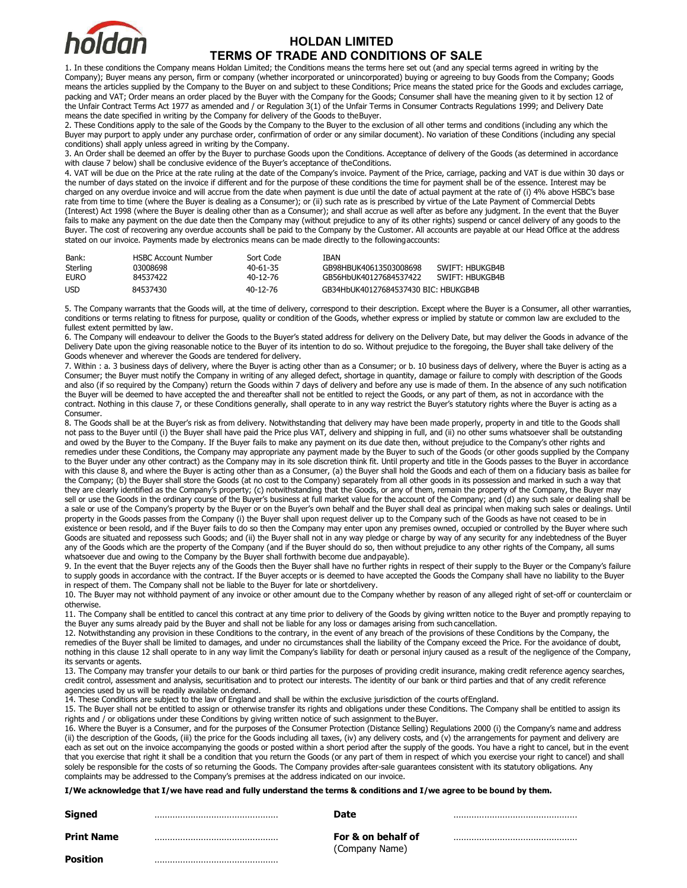# HOLDAN LIMITED
## TERMS OF TRADE AND CONDITIONS OF SALE

1. In these conditions the Company means Holdan Limited; the Conditions means the terms here set out (and any special terms agreed in writing by the Company); Buyer means any person, firm or company (whether incorporated or unincorporated) buying or agreeing to buy Goods from the Company; Goods means the articles supplied by the Company to the Buyer on and subject to these Conditions; Price means the stated price for the Goods and excludes carriage, packing and VAT; Order means an order placed by the Buyer with the Company for the Goods; Consumer shall have the meaning given to it by section 12 of the Unfair Contract Terms Act 1977 as amended and / or Regulation 3(1) of the Unfair Terms in Consumer Contracts Regulations 1999; and Delivery Date means the date specified in writing by the Company for delivery of the Goods to the Buyer.

2. These Conditions apply to the sale of the Goods by the Company to the Buyer to the exclusion of all other terms and conditions (including any which the Buyer may purport to apply under any purchase order, confirmation of order or any similar document). No variation of these Conditions (including any special conditions) shall apply unless agreed in writing by the Company.

3. An Order shall be deemed an offer by the Buyer to purchase Goods upon the Conditions. Acceptance of delivery of the Goods (as determined in accordance with clause 7 below) shall be conclusive evidence of the Buyer's acceptance of the Conditions.

4. VAT will be due on the Price at the rate ruling at the date of the Company's invoice. Payment of the Price, carriage, packing and VAT is due within 30 days or the number of days stated on the invoice if different and for the purpose of these conditions the time for payment shall be of the essence. Interest may be charged on any overdue invoice and will accrue from the date when payment is due until the date of actual payment at the rate of (i) 4% above HSBC's base rate from time to time (where the Buyer is dealing as a Consumer); or (ii) such rate as is prescribed by virtue of the Late Payment of Commercial Debts (Interest) Act 1998 (where the Buyer is dealing other than as a Consumer); and shall accrue as well after as before any judgment. In the event that the Buyer fails to make any payment on the due date then the Company may (without prejudice to any of its other rights) suspend or cancel delivery of any goods to the Buyer. The cost of recovering any overdue accounts shall be paid to the Company by the Customer. All accounts are payable at our Head Office at the address stated on our invoice. Payments made by electronics means can be made directly to the following accounts:

| Bank: | HSBC Account Number | Sort Code | IBAN | |
|---|---|---|---|---|
| Sterling | 03008698 | 40-61-35 | GB98HBUK40613503008698 | SWIFT: HBUKGB4B |
| EURO | 84537422 | 40-12-76 | GB56HbUK40127684537422 | SWIFT: HBUKGB4B |
| USD | 84537430 | 40-12-76 | GB34HbUK40127684537430 BIC: HBUKGB4B | |

5. The Company warrants that the Goods will, at the time of delivery, correspond to their description. Except where the Buyer is a Consumer, all other warranties, conditions or terms relating to fitness for purpose, quality or condition of the Goods, whether express or implied by statute or common law are excluded to the fullest extent permitted by law.

6. The Company will endeavour to deliver the Goods to the Buyer's stated address for delivery on the Delivery Date, but may deliver the Goods in advance of the Delivery Date upon the giving reasonable notice to the Buyer of its intention to do so. Without prejudice to the foregoing, the Buyer shall take delivery of the Goods whenever and wherever the Goods are tendered for delivery.

7. Within : a. 3 business days of delivery, where the Buyer is acting other than as a Consumer; or b. 10 business days of delivery, where the Buyer is acting as a Consumer; the Buyer must notify the Company in writing of any alleged defect, shortage in quantity, damage or failure to comply with description of the Goods and also (if so required by the Company) return the Goods within 7 days of delivery and before any use is made of them. In the absence of any such notification the Buyer will be deemed to have accepted the and thereafter shall not be entitled to reject the Goods, or any part of them, as not in accordance with the contract. Nothing in this clause 7, or these Conditions generally, shall operate to in any way restrict the Buyer's statutory rights where the Buyer is acting as a Consumer.

8. The Goods shall be at the Buyer's risk as from delivery. Notwithstanding that delivery may have been made properly, property in and title to the Goods shall not pass to the Buyer until (i) the Buyer shall have paid the Price plus VAT, delivery and shipping in full, and (ii) no other sums whatsoever shall be outstanding and owed by the Buyer to the Company. If the Buyer fails to make any payment on its due date then, without prejudice to the Company's other rights and remedies under these Conditions, the Company may appropriate any payment made by the Buyer to such of the Goods (or other goods supplied by the Company to the Buyer under any other contract) as the Company may in its sole discretion think fit. Until property and title in the Goods passes to the Buyer in accordance with this clause 8, and where the Buyer is acting other than as a Consumer, (a) the Buyer shall hold the Goods and each of them on a fiduciary basis as bailee for the Company; (b) the Buyer shall store the Goods (at no cost to the Company) separately from all other goods in its possession and marked in such a way that they are clearly identified as the Company's property; (c) notwithstanding that the Goods, or any of them, remain the property of the Company, the Buyer may sell or use the Goods in the ordinary course of the Buyer's business at full market value for the account of the Company; and (d) any such sale or dealing shall be a sale or use of the Company's property by the Buyer or on the Buyer's own behalf and the Buyer shall deal as principal when making such sales or dealings. Until property in the Goods passes from the Company (i) the Buyer shall upon request deliver up to the Company such of the Goods as have not ceased to be in existence or been resold, and if the Buyer fails to do so then the Company may enter upon any premises owned, occupied or controlled by the Buyer where such Goods are situated and repossess such Goods; and (ii) the Buyer shall not in any way pledge or charge by way of any security for any indebtedness of the Buyer any of the Goods which are the property of the Company (and if the Buyer should do so, then without prejudice to any other rights of the Company, all sums whatsoever due and owing to the Company by the Buyer shall forthwith become due and payable).

9. In the event that the Buyer rejects any of the Goods then the Buyer shall have no further rights in respect of their supply to the Buyer or the Company's failure to supply goods in accordance with the contract. If the Buyer accepts or is deemed to have accepted the Goods the Company shall have no liability to the Buyer in respect of them. The Company shall not be liable to the Buyer for late or short delivery.

10. The Buyer may not withhold payment of any invoice or other amount due to the Company whether by reason of any alleged right of set-off or counterclaim or otherwise.

11. The Company shall be entitled to cancel this contract at any time prior to delivery of the Goods by giving written notice to the Buyer and promptly repaying to the Buyer any sums already paid by the Buyer and shall not be liable for any loss or damages arising from such cancellation.

12. Notwithstanding any provision in these Conditions to the contrary, in the event of any breach of the provisions of these Conditions by the Company, the remedies of the Buyer shall be limited to damages, and under no circumstances shall the liability of the Company exceed the Price. For the avoidance of doubt, nothing in this clause 12 shall operate to in any way limit the Company's liability for death or personal injury caused as a result of the negligence of the Company, its servants or agents.

13. The Company may transfer your details to our bank or third parties for the purposes of providing credit insurance, making credit reference agency searches, credit control, assessment and analysis, securitisation and to protect our interests. The identity of our bank or third parties and that of any credit reference agencies used by us will be readily available on demand.

14. These Conditions are subject to the law of England and shall be within the exclusive jurisdiction of the courts of England.

15. The Buyer shall not be entitled to assign or otherwise transfer its rights and obligations under these Conditions. The Company shall be entitled to assign its rights and / or obligations under these Conditions by giving written notice of such assignment to the Buyer.

16. Where the Buyer is a Consumer, and for the purposes of the Consumer Protection (Distance Selling) Regulations 2000 (i) the Company's name and address (ii) the description of the Goods, (iii) the price for the Goods including all taxes, (iv) any delivery costs, and (v) the arrangements for payment and delivery are each as set out on the invoice accompanying the goods or posted within a short period after the supply of the goods. You have a right to cancel, but in the event that you exercise that right it shall be a condition that you return the Goods (or any part of them in respect of which you exercise your right to cancel) and shall solely be responsible for the costs of so returning the Goods. The Company provides after-sale guarantees consistent with its statutory obligations. Any complaints may be addressed to the Company's premises at the address indicated on our invoice.

**I/We acknowledge that I/we have read and fully understand the terms & conditions and I/we agree to be bound by them.**

**Signed** ...............................................

**Date** ...............................................

**Print Name** ...............................................

**For & on behalf of** (Company Name) ...............................................

**Position** ...............................................